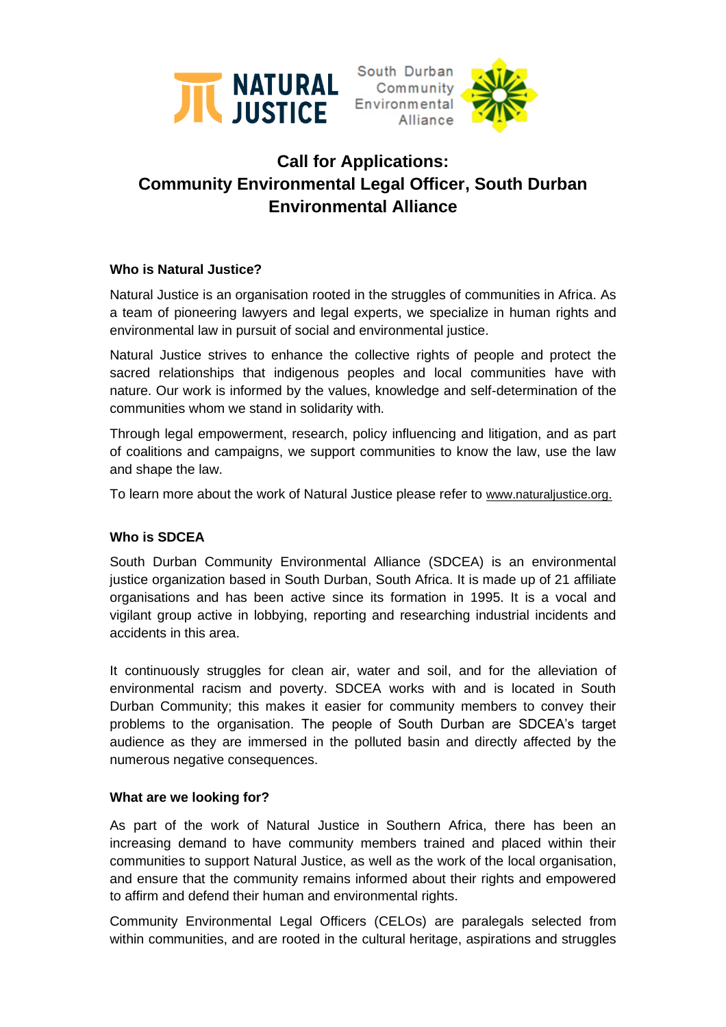# Call for Applications: Community Environmental Legal Officer, South Durban Environmental Alliance

**Who is Natural Justice?**

Natural Justice is an organisation rooted in the struggles of communities in Africa. As a team of pioneering lawyers and legal experts, we specialize in human rights and environmental law in pursuit of social and environmental justice.

Natural Justice strives to enhance the collective rights of people and protect the sacred relationships that indigenous peoples and local communities have with nature. Our work is informed by the values, knowledge and self-determination of the communities whom we stand in solidarity with.

Through legal empowerment, research, policy influencing and litigation, and as part of coalitions and campaigns, we support communities to know the law, use the law and shape the law.

To learn more about the work of Natural Justice please refer to www.naturaljustice.org.

**Who is SDCEA**

South Durban Community Environmental Alliance (SDCEA) is an environmental justice organization based in South Durban, South Africa. It is made up of 21 affiliate organisations and has been active since its formation in 1995. It is a vocal and vigilant group active in lobbying, reporting and researching industrial incidents and accidents in this area.

It continuously struggles for clean air, water and soil, and for the alleviation of environmental racism and poverty. SDCEA works with and is located in South Durban Community; this makes it easier for community members to convey their problems to the organisation. The people of South Durban are SDCEA's target audience as they are immersed in the polluted basin and directly affected by the numerous negative consequences.

**What are we looking for?**

As part of the work of Natural Justice in Southern Africa, there has been an increasing demand to have community members trained and placed within their communities to support Natural Justice, as well as the work of the local organisation, and ensure that the community remains informed about their rights and empowered to affirm and defend their human and environmental rights.

Community Environmental Legal Officers (CELOs) are paralegals selected from within communities, and are rooted in the cultural heritage, aspirations and struggles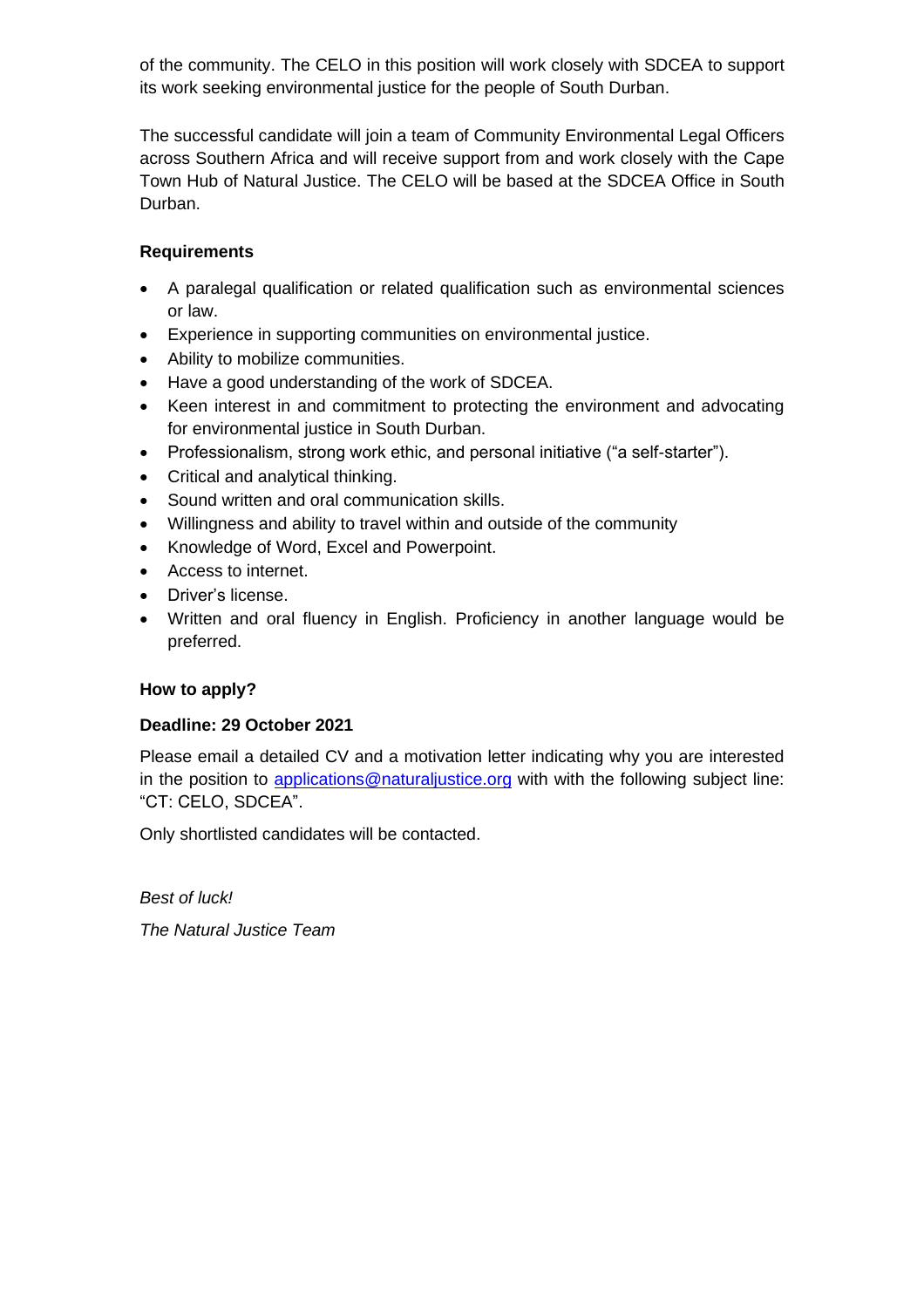of the community. The CELO in this position will work closely with SDCEA to support its work seeking environmental justice for the people of South Durban.

The successful candidate will join a team of Community Environmental Legal Officers across Southern Africa and will receive support from and work closely with the Cape Town Hub of Natural Justice. The CELO will be based at the SDCEA Office in South Durban.

**Requirements**

- A paralegal qualification or related qualification such as environmental sciences or law.
- Experience in supporting communities on environmental justice.
- Ability to mobilize communities.
- Have a good understanding of the work of SDCEA.
- Keen interest in and commitment to protecting the environment and advocating for environmental justice in South Durban.
- Professionalism, strong work ethic, and personal initiative ("a self-starter").
- Critical and analytical thinking.
- Sound written and oral communication skills.
- Willingness and ability to travel within and outside of the community
- Knowledge of Word, Excel and Powerpoint.
- Access to internet.
- Driver's license.
- Written and oral fluency in English. Proficiency in another language would be preferred.

**How to apply?**

**Deadline: 29 October 2021**

Please email a detailed CV and a motivation letter indicating why you are interested in the position to applications@naturaljustice.org with with the following subject line: "CT: CELO, SDCEA".

Only shortlisted candidates will be contacted.

*Best of luck!*

*The Natural Justice Team*